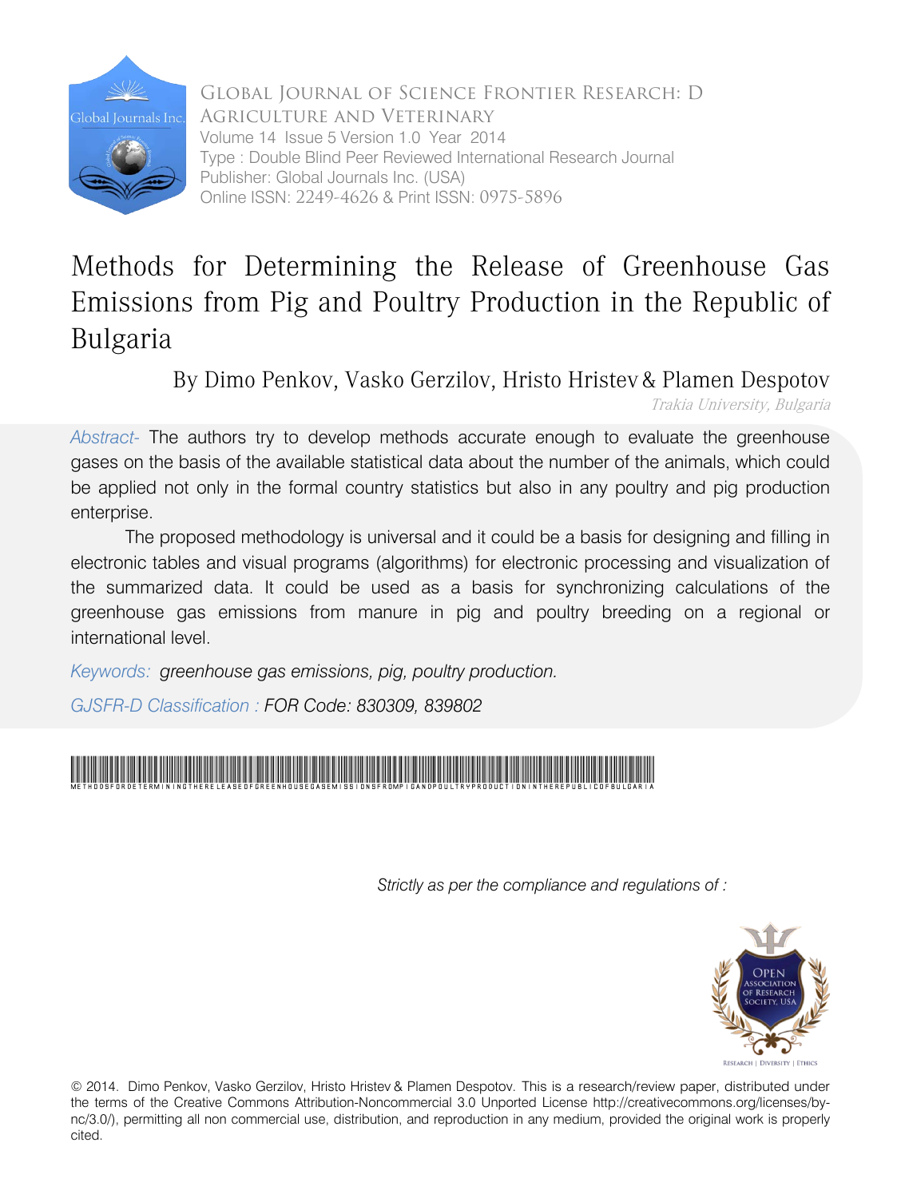Global Journal of Science Frontier Research: D
Agriculture and Veterinary
Volume 14 Issue 5 Version 1.0 Year 2014
Type : Double Blind Peer Reviewed International Research Journal
Publisher: Global Journals Inc. (USA)
Online ISSN: 2249-4626 & Print ISSN: 0975-5896

# Methods for Determining the Release of Greenhouse Gas Emissions from Pig and Poultry Production in the Republic of Bulgaria

By Dimo Penkov, Vasko Gerzilov, Hristo Hristev & Plamen Despotov

*Trakia University, Bulgaria*

*Abstract-* The authors try to develop methods accurate enough to evaluate the greenhouse gases on the basis of the available statistical data about the number of the animals, which could be applied not only in the formal country statistics but also in any poultry and pig production enterprise.

The proposed methodology is universal and it could be a basis for designing and filling in electronic tables and visual programs (algorithms) for electronic processing and visualization of the summarized data. It could be used as a basis for synchronizing calculations of the greenhouse gas emissions from manure in pig and poultry breeding on a regional or international level.

*Keywords: greenhouse gas emissions, pig, poultry production.*

*GJSFR-D Classification : FOR Code: 830309, 839802*

METHODSFORDETERMININGTHERELEASEOFGREENHOUSEGASEMISSIONSFROMPIGANDPOULTRYPRODUCTIONINTHEREPUBLICOFBULGARIA

*Strictly as per the compliance and regulations of :*

© 2014. Dimo Penkov, Vasko Gerzilov, Hristo Hristev & Plamen Despotov. This is a research/review paper, distributed under the terms of the Creative Commons Attribution-Noncommercial 3.0 Unported License http://creativecommons.org/licenses/by-nc/3.0/), permitting all non commercial use, distribution, and reproduction in any medium, provided the original work is properly cited.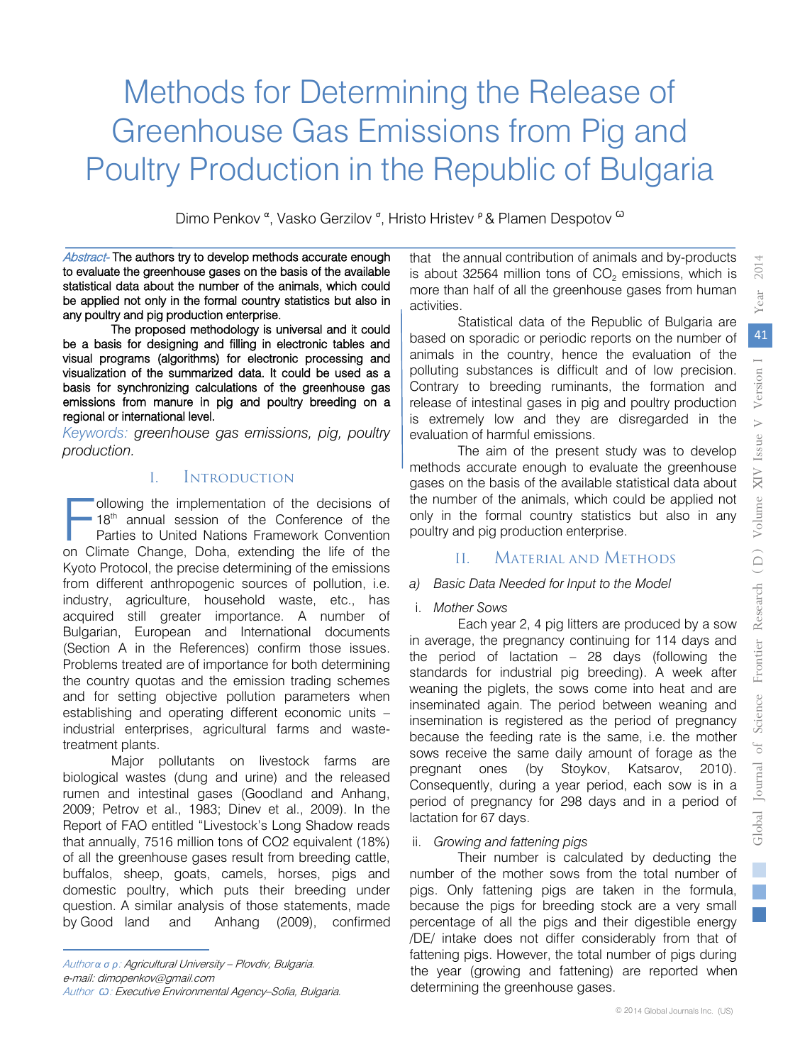# Methods for Determining the Release of Greenhouse Gas Emissions from Pig and Poultry Production in the Republic of Bulgaria

Dimo Penkov [α], Vasko Gerzilov [σ], Hristo Hristev [ρ] & Plamen Despotov [ω]

*Abstract-* The authors try to develop methods accurate enough to evaluate the greenhouse gases on the basis of the available statistical data about the number of the animals, which could be applied not only in the formal country statistics but also in any poultry and pig production enterprise.

The proposed methodology is universal and it could be a basis for designing and filling in electronic tables and visual programs (algorithms) for electronic processing and visualization of the summarized data. It could be used as a basis for synchronizing calculations of the greenhouse gas emissions from manure in pig and poultry breeding on a regional or international level.

*Keywords: greenhouse gas emissions, pig, poultry production.*

## I. Introduction

Following the implementation of the decisions of 18th annual session of the Conference of the Parties to United Nations Framework Convention on Climate Change, Doha, extending the life of the Kyoto Protocol, the precise determining of the emissions from different anthropogenic sources of pollution, i.e. industry, agriculture, household waste, etc., has acquired still greater importance. A number of Bulgarian, European and International documents (Section A in the References) confirm those issues. Problems treated are of importance for both determining the country quotas and the emission trading schemes and for setting objective pollution parameters when establishing and operating different economic units – industrial enterprises, agricultural farms and waste-treatment plants.

Major pollutants on livestock farms are biological wastes (dung and urine) and the released rumen and intestinal gases (Goodland and Anhang, 2009; Petrov et al., 1983; Dinev et al., 2009). In the Report of FAO entitled "Livestock's Long Shadow reads that annually, 7516 million tons of CO2 equivalent (18%) of all the greenhouse gases result from breeding cattle, buffalos, sheep, goats, camels, horses, pigs and domestic poultry, which puts their breeding under question. A similar analysis of those statements, made by Good land and Anhang (2009), confirmed that the annual contribution of animals and by-products is about 32564 million tons of $CO_2$ emissions, which is more than half of all the greenhouse gases from human activities.

Statistical data of the Republic of Bulgaria are based on sporadic or periodic reports on the number of animals in the country, hence the evaluation of the polluting substances is difficult and of low precision. Contrary to breeding ruminants, the formation and release of intestinal gases in pig and poultry production is extremely low and they are disregarded in the evaluation of harmful emissions.

The aim of the present study was to develop methods accurate enough to evaluate the greenhouse gases on the basis of the available statistical data about the number of the animals, which could be applied not only in the formal country statistics but also in any poultry and pig production enterprise.

## II. Material and Methods

### a) Basic Data Needed for Input to the Model

#### i. Mother Sows

Each year 2, 4 pig litters are produced by a sow in average, the pregnancy continuing for 114 days and the period of lactation – 28 days (following the standards for industrial pig breeding). A week after weaning the piglets, the sows come into heat and are inseminated again. The period between weaning and insemination is registered as the period of pregnancy because the feeding rate is the same, i.e. the mother sows receive the same daily amount of forage as the pregnant ones (by Stoykov, Katsarov, 2010). Consequently, during a year period, each sow is in a period of pregnancy for 298 days and in a period of lactation for 67 days.

#### ii. Growing and fattening pigs

Their number is calculated by deducting the number of the mother sows from the total number of pigs. Only fattening pigs are taken in the formula, because the pigs for breeding stock are a very small percentage of all the pigs and their digestible energy /DE/ intake does not differ considerably from that of fattening pigs. However, the total number of pigs during the year (growing and fattening) are reported when determining the greenhouse gases.

*Author α σ ρ: Agricultural University – Plovdiv, Bulgaria.*
*e-mail: dimopenkov@gmail.com*
*Author ω: Executive Environmental Agency–Sofia, Bulgaria.*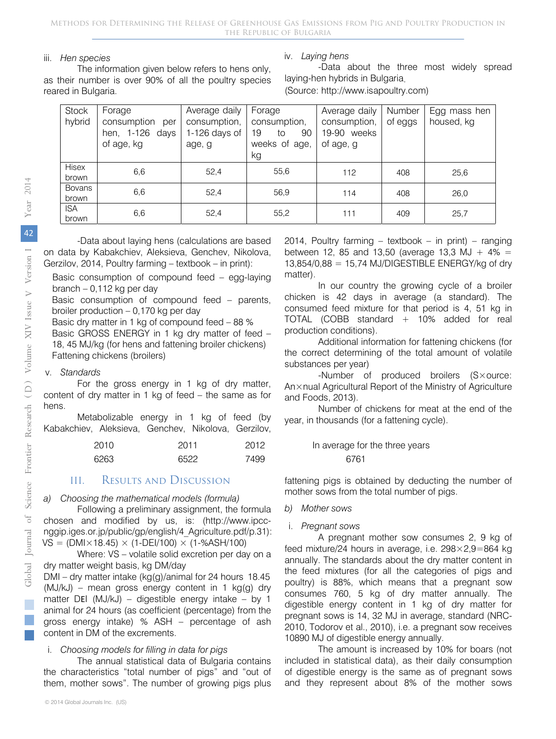iii. *Hen species*

The information given below refers to hens only, as their number is over 90% of all the poultry species reared in Bulgaria.

iv. *Laying hens*

-Data about the three most widely spread laying-hen hybrids in Bulgaria.

(Source: http://www.isapoultry.com)

| Stock hybrid | Forage consumption per hen, 1-126 days of age, kg | Average daily consumption, 1-126 days of age, g | Forage consumption, 19 to 90 weeks of age, kg | Average daily consumption, 19-90 weeks of age, g | Number of eggs | Egg mass hen housed, kg |
|---|---|---|---|---|---|---|
| Hisex brown | 6,6 | 52,4 | 55,6 | 112 | 408 | 25,6 |
| Bovans brown | 6,6 | 52,4 | 56,9 | 114 | 408 | 26,0 |
| ISA brown | 6,6 | 52,4 | 55,2 | 111 | 409 | 25,7 |

-Data about laying hens (calculations are based on data by Kabakchiev, Aleksieva, Genchev, Nikolova, Gerzilov, 2014, Poultry farming – textbook – in print):

Basic consumption of compound feed – egg-laying branch – 0,112 kg per day

Basic consumption of compound feed – parents, broiler production – 0,170 kg per day

Basic dry matter in 1 kg of compound feed – 88 %

Basic GROSS ENERGY in 1 kg dry matter of feed – 18, 45 MJ/kg (for hens and fattening broiler chickens)

Fattening chickens (broilers)

v. *Standards*

For the gross energy in 1 kg of dry matter, content of dry matter in 1 kg of feed – the same as for hens.

Metabolizable energy in 1 kg of feed (by Kabakchiev, Aleksieva, Genchev, Nikolova, Gerzilov, 2014, Poultry farming – textbook – in print) – ranging between 12, 85 and 13,50 (average 13,3 MJ + 4% = 13,854/0,88 = 15,74 MJ/DIGESTIBLE ENERGY/kg of dry matter).

In our country the growing cycle of a broiler chicken is 42 days in average (a standard). The consumed feed mixture for that period is 4, 51 kg in TOTAL (COBB standard + 10% added for real production conditions).

Additional information for fattening chickens (for the correct determining of the total amount of volatile substances per year)

-Number of produced broilers (S×ource: An×nual Agricultural Report of the Ministry of Agriculture and Foods, 2013).

Number of chickens for meat at the end of the year, in thousands (for a fattening cycle).

| 2010 | 2011 | 2012 | In average for the three years |
|---|---|---|---|
| 6263 | 6522 | 7499 | 6761 |

## III. Results and Discussion

a) *Choosing the mathematical models (formula)*

Following a preliminary assignment, the formula chosen and modified by us, is: (http://www.ipcc-nggip.iges.or.jp/public/gp/english/4_Agriculture.pdf/p.31):

$$VS = (DMI \times 18.45) \times (1\text{-}DEI/100) \times (1\text{-}\%ASH/100)$$

Where: VS – volatile solid excretion per day on a dry matter weight basis, kg DM/day

DMI – dry matter intake (kg(g)/animal for 24 hours 18.45 (MJ/kJ) – mean gross energy content in 1 kg(g) dry matter DEI (MJ/kJ) – digestible energy intake – by 1 animal for 24 hours (as coefficient (percentage) from the gross energy intake) % ASH – percentage of ash content in DM of the excrements.

i. *Choosing models for filling in data for pigs*

The annual statistical data of Bulgaria contains the characteristics "total number of pigs" and "out of them, mother sows". The number of growing pigs plus fattening pigs is obtained by deducting the number of mother sows from the total number of pigs.

b) *Mother sows*

i. *Pregnant sows*

A pregnant mother sow consumes 2, 9 kg of feed mixture/24 hours in average, i.e. 298×2,9=864 kg annually. The standards about the dry matter content in the feed mixtures (for all the categories of pigs and poultry) is 88%, which means that a pregnant sow consumes 760, 5 kg of dry matter annually. The digestible energy content in 1 kg of dry matter for pregnant sows is 14, 32 MJ in average, standard (NRC-2010, Todorov et al., 2010), i.e. a pregnant sow receives 10890 MJ of digestible energy annually.

The amount is increased by 10% for boars (not included in statistical data), as their daily consumption of digestible energy is the same as of pregnant sows and they represent about 8% of the mother sows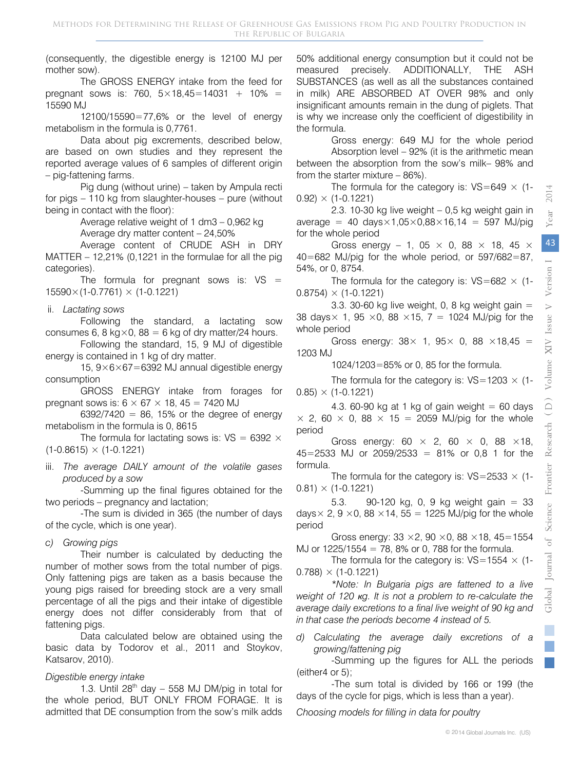(consequently, the digestible energy is 12100 MJ per mother sow).

The GROSS ENERGY intake from the feed for pregnant sows is: 760, 5×18,45=14031 + 10% = 15590 MJ

12100/15590=77,6% or the level of energy metabolism in the formula is 0,7761.

Data about pig excrements, described below, are based on own studies and they represent the reported average values of 6 samples of different origin – pig-fattening farms.

Pig dung (without urine) – taken by Ampula recti for pigs – 110 kg from slaughter-houses – pure (without being in contact with the floor):

Average relative weight of 1 dm3 – 0,962 kg

Average dry matter content – 24,50%

Average content of CRUDE ASH in DRY MATTER – 12,21% (0,1221 in the formulae for all the pig categories).

The formula for pregnant sows is: VS = 15590×(1-0.7761) × (1-0.1221)

ii. *Lactating sows*

Following the standard, a lactating sow consumes 6, 8 kg×0, 88 = 6 kg of dry matter/24 hours.

Following the standard, 15, 9 MJ of digestible energy is contained in 1 kg of dry matter.

15, 9×6×67=6392 MJ annual digestible energy consumption

GROSS ENERGY intake from forages for pregnant sows is: 6 × 67 × 18, 45 = 7420 MJ

6392/7420 = 86, 15% or the degree of energy metabolism in the formula is 0, 8615

The formula for lactating sows is: VS = 6392 × (1-0.8615) × (1-0.1221)

iii. *The average DAILY amount of the volatile gases produced by a sow*

-Summing up the final figures obtained for the two periods – pregnancy and lactation;

-The sum is divided in 365 (the number of days of the cycle, which is one year).

c) *Growing pigs*

Their number is calculated by deducting the number of mother sows from the total number of pigs. Only fattening pigs are taken as a basis because the young pigs raised for breeding stock are a very small percentage of all the pigs and their intake of digestible energy does not differ considerably from that of fattening pigs.

Data calculated below are obtained using the basic data by Todorov et al., 2011 and Stoykov, Katsarov, 2010).

*Digestible energy intake*

1.3. Until 28[th] day – 558 MJ DM/pig in total for the whole period, BUT ONLY FROM FORAGE. It is admitted that DE consumption from the sow's milk adds 50% additional energy consumption but it could not be measured precisely. ADDITIONALLY, THE ASH SUBSTANCES (as well as all the substances contained in milk) ARE ABSORBED AT OVER 98% and only insignificant amounts remain in the dung of piglets. That is why we increase only the coefficient of digestibility in the formula.

Gross energy: 649 MJ for the whole period

Absorption level – 92% (it is the arithmetic mean between the absorption from the sow's milk– 98% and from the starter mixture – 86%).

The formula for the category is: VS=649 × (1-0.92) × (1-0.1221)

2.3. 10-30 kg live weight – 0,5 kg weight gain in average = 40 days×1,05×0,88×16,14 = 597 MJ/pig for the whole period

Gross energy – 1, 05 × 0, 88 × 18, 45 × 40=682 MJ/pig for the whole period, or 597/682=87, 54%, or 0, 8754.

The formula for the category is: VS=682 × (1-0.8754) × (1-0.1221)

3.3. 30-60 kg live weight, 0, 8 kg weight gain = 38 days× 1, 95 ×0, 88 ×15, 7 = 1024 MJ/pig for the whole period

Gross energy: 38× 1, 95× 0, 88 ×18,45 = 1203 MJ

1024/1203=85% or 0, 85 for the formula.

The formula for the category is: VS=1203 × (1-0.85) × (1-0.1221)

4.3. 60-90 kg at 1 kg of gain weight = 60 days × 2, 60 × 0, 88 × 15 = 2059 MJ/pig for the whole period

Gross energy: 60 × 2, 60 × 0, 88 ×18, 45=2533 MJ or 2059/2533 = 81% or 0,8 1 for the formula.

The formula for the category is: VS=2533 × (1-0.81) × (1-0.1221)

5.3. 90-120 kg, 0, 9 kg weight gain = 33 days× 2, 9 ×0, 88 ×14, 55 = 1225 MJ/pig for the whole period

Gross energy: 33 ×2, 90 ×0, 88 ×18, 45=1554 MJ or 1225/1554 = 78, 8% or 0, 788 for the formula.

The formula for the category is: VS=1554 × (1-0.788) × (1-0.1221)

*\*Note: In Bulgaria pigs are fattened to a live weight of 120 кg. It is not a problem to re-calculate the average daily excretions to a final live weight of 90 kg and in that case the periods become 4 instead of 5.*

d) *Calculating the average daily excretions of a growing/fattening pig*

-Summing up the figures for ALL the periods (either4 or 5);

-The sum total is divided by 166 or 199 (the days of the cycle for pigs, which is less than a year).

*Choosing models for filling in data for poultry*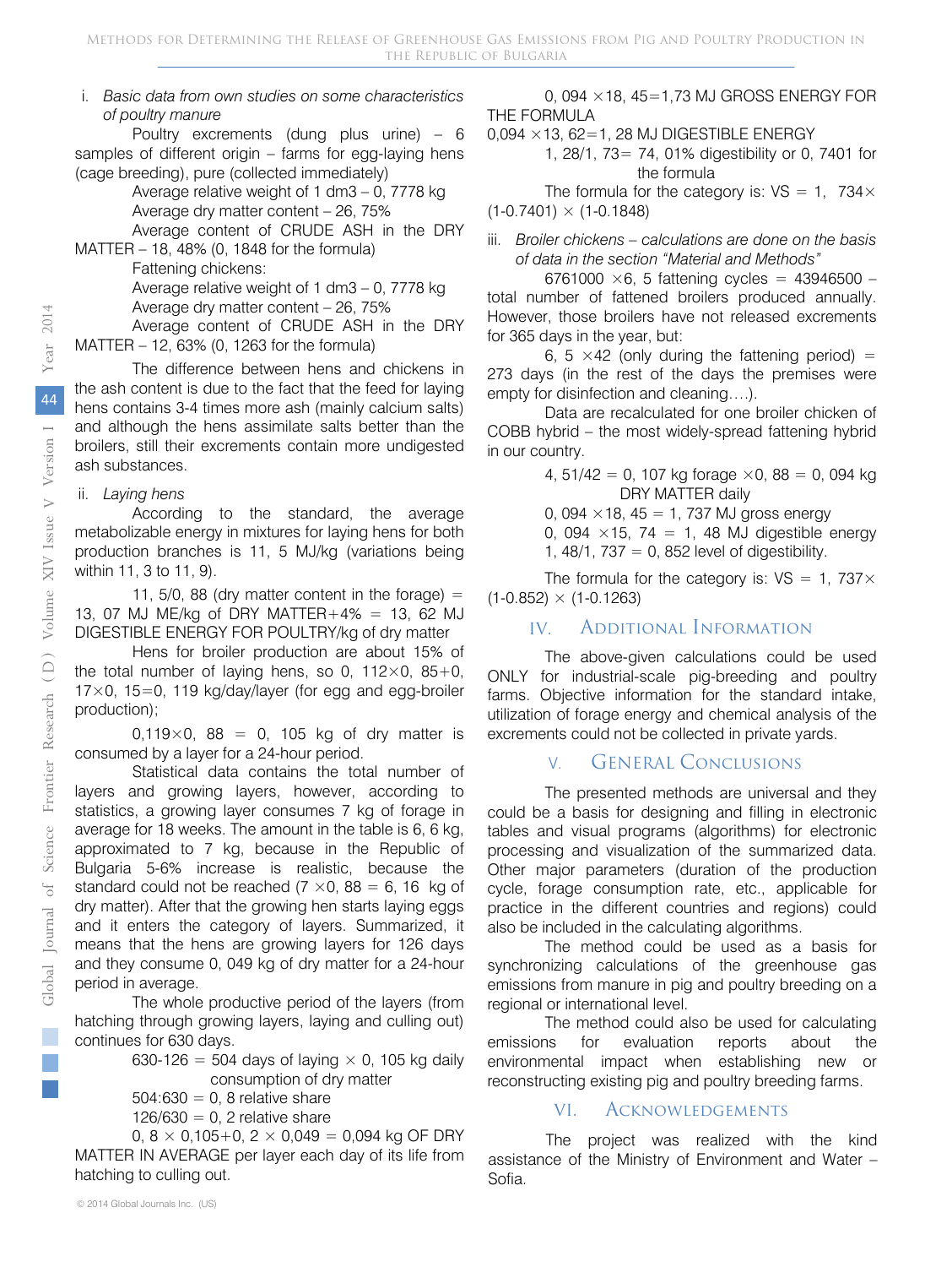i. *Basic data from own studies on some characteristics of poultry manure*

Poultry excrements (dung plus urine) – 6 samples of different origin – farms for egg-laying hens (cage breeding), pure (collected immediately)

Average relative weight of 1 dm3 – 0, 7778 kg

Average dry matter content – 26, 75%

Average content of CRUDE ASH in the DRY MATTER – 18, 48% (0, 1848 for the formula)

Fattening chickens:

Average relative weight of 1 dm3 – 0, 7778 kg

Average dry matter content – 26, 75%

Average content of CRUDE ASH in the DRY MATTER – 12, 63% (0, 1263 for the formula)

The difference between hens and chickens in the ash content is due to the fact that the feed for laying hens contains 3-4 times more ash (mainly calcium salts) and although the hens assimilate salts better than the broilers, still their excrements contain more undigested ash substances.

ii. *Laying hens*

According to the standard, the average metabolizable energy in mixtures for laying hens for both production branches is 11, 5 MJ/kg (variations being within 11, 3 to 11, 9).

11, 5/0, 88 (dry matter content in the forage) = 13, 07 MJ ME/kg of DRY MATTER+4% = 13, 62 MJ DIGESTIBLE ENERGY FOR POULTRY/kg of dry matter

Hens for broiler production are about 15% of the total number of laying hens, so 0, 112×0, 85+0, 17×0, 15=0, 119 kg/day/layer (for egg and egg-broiler production);

0,119×0, 88 = 0, 105 kg of dry matter is consumed by a layer for a 24-hour period.

Statistical data contains the total number of layers and growing layers, however, according to statistics, a growing layer consumes 7 kg of forage in average for 18 weeks. The amount in the table is 6, 6 kg, approximated to 7 kg, because in the Republic of Bulgaria 5-6% increase is realistic, because the standard could not be reached (7 ×0, 88 = 6, 16 kg of dry matter). After that the growing hen starts laying eggs and it enters the category of layers. Summarized, it means that the hens are growing layers for 126 days and they consume 0, 049 kg of dry matter for a 24-hour period in average.

The whole productive period of the layers (from hatching through growing layers, laying and culling out) continues for 630 days.

630-126 = 504 days of laying × 0, 105 kg daily consumption of dry matter

504:630 = 0, 8 relative share

126/630 = 0, 2 relative share

0, 8 × 0,105+0, 2 × 0,049 = 0,094 kg OF DRY MATTER IN AVERAGE per layer each day of its life from hatching to culling out.

0, 094 ×18, 45=1,73 MJ GROSS ENERGY FOR THE FORMULA

0,094 ×13, 62=1, 28 MJ DIGESTIBLE ENERGY

1, 28/1, 73= 74, 01% digestibility or 0, 7401 for the formula

The formula for the category is: VS = 1, 734× (1-0.7401) × (1-0.1848)

iii. *Broiler chickens – calculations are done on the basis of data in the section "Material and Methods"*

6761000 ×6, 5 fattening cycles = 43946500 – total number of fattened broilers produced annually. However, those broilers have not released excrements for 365 days in the year, but:

6, 5 ×42 (only during the fattening period) = 273 days (in the rest of the days the premises were empty for disinfection and cleaning….).

Data are recalculated for one broiler chicken of COBB hybrid – the most widely-spread fattening hybrid in our country.

4, 51/42 = 0, 107 kg forage ×0, 88 = 0, 094 kg DRY MATTER daily

0, 094 ×18, 45 = 1, 737 MJ gross energy

0, 094 ×15, 74 = 1, 48 MJ digestible energy

1, 48/1, 737 = 0, 852 level of digestibility.

The formula for the category is: VS = 1, 737× (1-0.852) × (1-0.1263)

## IV. Additional Information

The above-given calculations could be used ONLY for industrial-scale pig-breeding and poultry farms. Objective information for the standard intake, utilization of forage energy and chemical analysis of the excrements could not be collected in private yards.

## V. General Conclusions

The presented methods are universal and they could be a basis for designing and filling in electronic tables and visual programs (algorithms) for electronic processing and visualization of the summarized data. Other major parameters (duration of the production cycle, forage consumption rate, etc., applicable for practice in the different countries and regions) could also be included in the calculating algorithms.

The method could be used as a basis for synchronizing calculations of the greenhouse gas emissions from manure in pig and poultry breeding on a regional or international level.

The method could also be used for calculating emissions for evaluation reports about the environmental impact when establishing new or reconstructing existing pig and poultry breeding farms.

## VI. Acknowledgements

The project was realized with the kind assistance of the Ministry of Environment and Water – Sofia.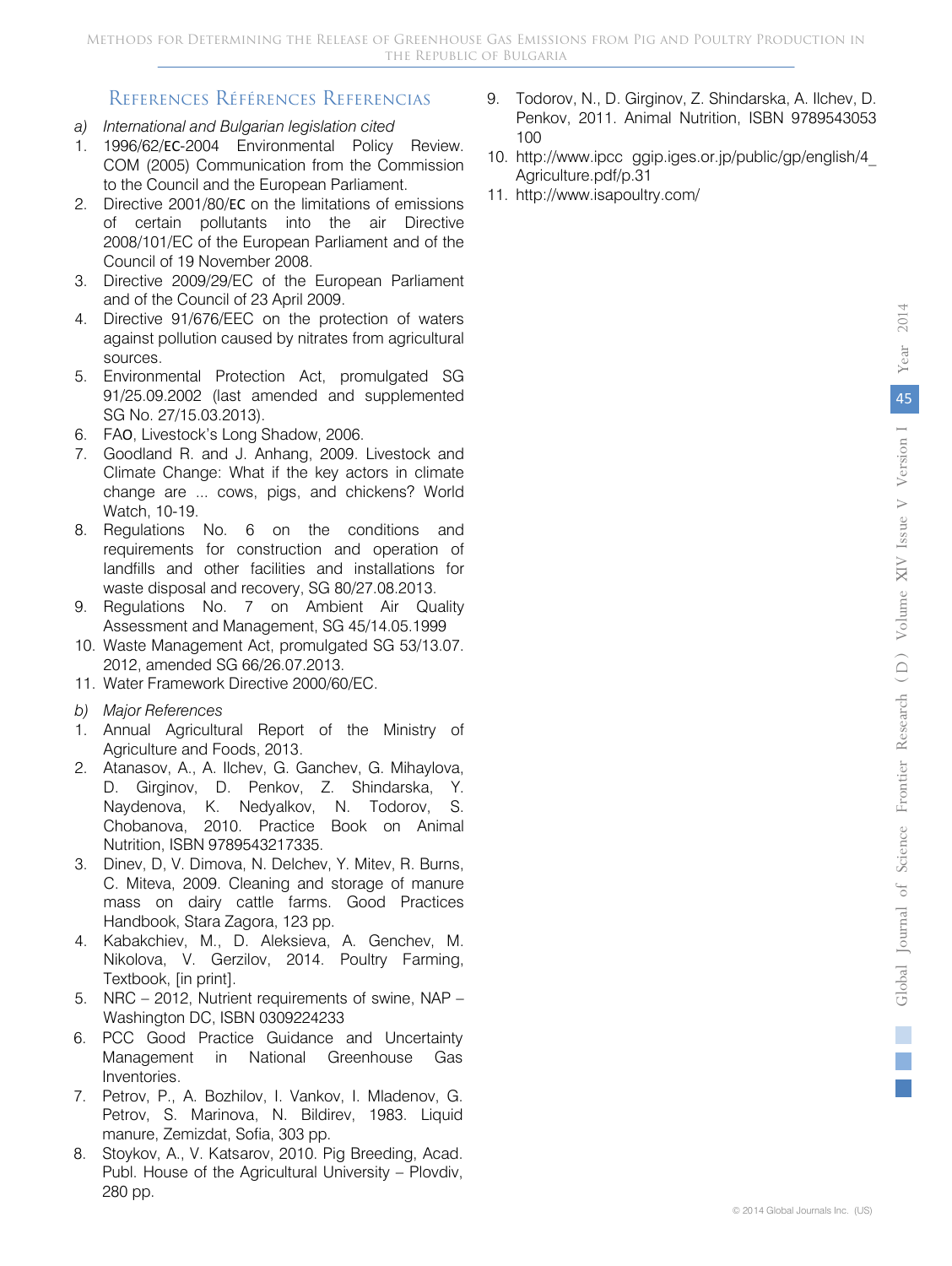## References Références Referencias

*a) International and Bulgarian legislation cited*

1. 1996/62/EC-2004 Environmental Policy Review. COM (2005) Communication from the Commission to the Council and the European Parliament.
2. Directive 2001/80/EC on the limitations of emissions of certain pollutants into the air Directive 2008/101/EC of the European Parliament and of the Council of 19 November 2008.
3. Directive 2009/29/EC of the European Parliament and of the Council of 23 April 2009.
4. Directive 91/676/EEC on the protection of waters against pollution caused by nitrates from agricultural sources.
5. Environmental Protection Act, promulgated SG 91/25.09.2002 (last amended and supplemented SG No. 27/15.03.2013).
6. FAO, Livestock's Long Shadow, 2006.
7. Goodland R. and J. Anhang, 2009. Livestock and Climate Change: What if the key actors in climate change are ... cows, pigs, and chickens? World Watch, 10-19.
8. Regulations No. 6 on the conditions and requirements for construction and operation of landfills and other facilities and installations for waste disposal and recovery, SG 80/27.08.2013.
9. Regulations No. 7 on Ambient Air Quality Assessment and Management, SG 45/14.05.1999
10. Waste Management Act, promulgated SG 53/13.07. 2012, amended SG 66/26.07.2013.
11. Water Framework Directive 2000/60/EC.

*b) Major References*

1. Annual Agricultural Report of the Ministry of Agriculture and Foods, 2013.
2. Atanasov, A., A. Ilchev, G. Ganchev, G. Mihaylova, D. Girginov, D. Penkov, Z. Shindarska, Y. Naydenova, K. Nedyalkov, N. Todorov, S. Chobanova, 2010. Practice Book on Animal Nutrition, ISBN 9789543217335.
3. Dinev, D, V. Dimova, N. Delchev, Y. Mitev, R. Burns, C. Miteva, 2009. Cleaning and storage of manure mass on dairy cattle farms. Good Practices Handbook, Stara Zagora, 123 pp.
4. Kabakchiev, M., D. Aleksieva, A. Genchev, M. Nikolova, V. Gerzilov, 2014. Poultry Farming, Textbook, [in print].
5. NRC – 2012, Nutrient requirements of swine, NAP – Washington DC, ISBN 0309224233
6. PCC Good Practice Guidance and Uncertainty Management in National Greenhouse Gas Inventories.
7. Petrov, P., A. Bozhilov, I. Vankov, I. Mladenov, G. Petrov, S. Marinova, N. Bildirev, 1983. Liquid manure, Zemizdat, Sofia, 303 pp.
8. Stoykov, A., V. Katsarov, 2010. Pig Breeding, Acad. Publ. House of the Agricultural University – Plovdiv, 280 pp.
9. Todorov, N., D. Girginov, Z. Shindarska, A. Ilchev, D. Penkov, 2011. Animal Nutrition, ISBN 9789543053 100
10. http://www.ipcc ggip.iges.or.jp/public/gp/english/4_Agriculture.pdf/p.31
11. http://www.isapoultry.com/